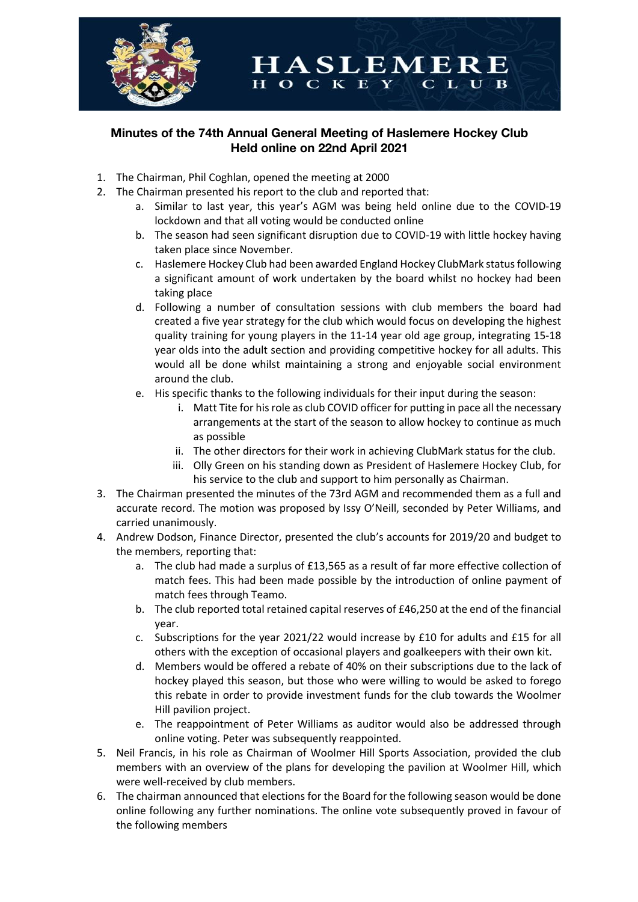HASLEMERE HOCKEY CLUB

## Minutes of the 74th Annual General Meeting of Haslemere Hockey Club
## Held online on 22nd April 2021

1. The Chairman, Phil Coghlan, opened the meeting at 2000
2. The Chairman presented his report to the club and reported that:
    a. Similar to last year, this year's AGM was being held online due to the COVID-19 lockdown and that all voting would be conducted online
    b. The season had seen significant disruption due to COVID-19 with little hockey having taken place since November.
    c. Haslemere Hockey Club had been awarded England Hockey ClubMark status following a significant amount of work undertaken by the board whilst no hockey had been taking place
    d. Following a number of consultation sessions with club members the board had created a five year strategy for the club which would focus on developing the highest quality training for young players in the 11-14 year old age group, integrating 15-18 year olds into the adult section and providing competitive hockey for all adults. This would all be done whilst maintaining a strong and enjoyable social environment around the club.
    e. His specific thanks to the following individuals for their input during the season:
        i. Matt Tite for his role as club COVID officer for putting in pace all the necessary arrangements at the start of the season to allow hockey to continue as much as possible
        ii. The other directors for their work in achieving ClubMark status for the club.
        iii. Olly Green on his standing down as President of Haslemere Hockey Club, for his service to the club and support to him personally as Chairman.
3. The Chairman presented the minutes of the 73rd AGM and recommended them as a full and accurate record. The motion was proposed by Issy O'Neill, seconded by Peter Williams, and carried unanimously.
4. Andrew Dodson, Finance Director, presented the club's accounts for 2019/20 and budget to the members, reporting that:
    a. The club had made a surplus of £13,565 as a result of far more effective collection of match fees. This had been made possible by the introduction of online payment of match fees through Teamo.
    b. The club reported total retained capital reserves of £46,250 at the end of the financial year.
    c. Subscriptions for the year 2021/22 would increase by £10 for adults and £15 for all others with the exception of occasional players and goalkeepers with their own kit.
    d. Members would be offered a rebate of 40% on their subscriptions due to the lack of hockey played this season, but those who were willing to would be asked to forego this rebate in order to provide investment funds for the club towards the Woolmer Hill pavilion project.
    e. The reappointment of Peter Williams as auditor would also be addressed through online voting. Peter was subsequently reappointed.
5. Neil Francis, in his role as Chairman of Woolmer Hill Sports Association, provided the club members with an overview of the plans for developing the pavilion at Woolmer Hill, which were well-received by club members.
6. The chairman announced that elections for the Board for the following season would be done online following any further nominations. The online vote subsequently proved in favour of the following members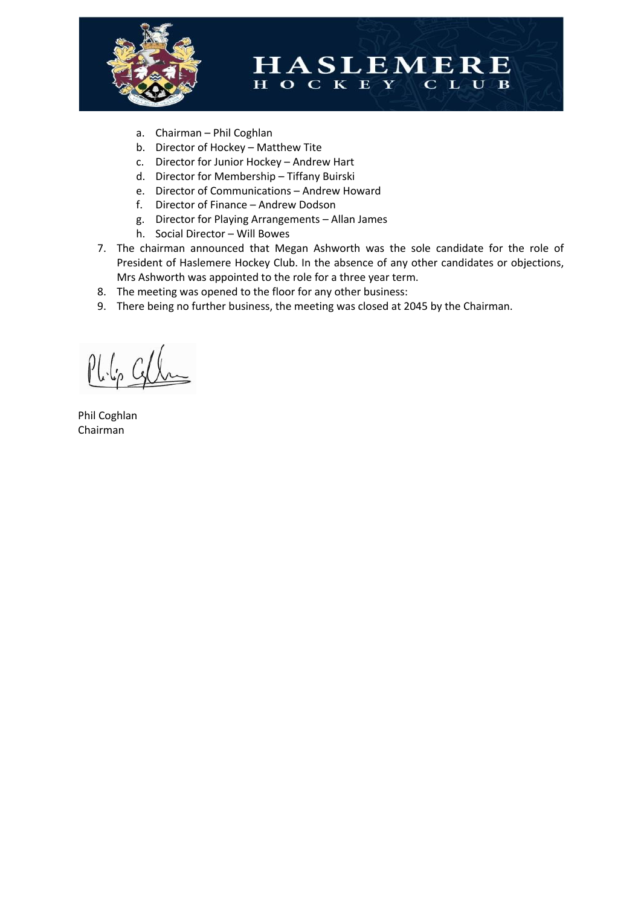a. Chairman – Phil Coghlan
b. Director of Hockey – Matthew Tite
c. Director for Junior Hockey – Andrew Hart
d. Director for Membership – Tiffany Buirski
e. Director of Communications – Andrew Howard
f. Director of Finance – Andrew Dodson
g. Director for Playing Arrangements – Allan James
h. Social Director – Will Bowes

7. The chairman announced that Megan Ashworth was the sole candidate for the role of President of Haslemere Hockey Club. In the absence of any other candidates or objections, Mrs Ashworth was appointed to the role for a three year term.
8. The meeting was opened to the floor for any other business:
9. There being no further business, the meeting was closed at 2045 by the Chairman.

Phil Coghlan
Chairman